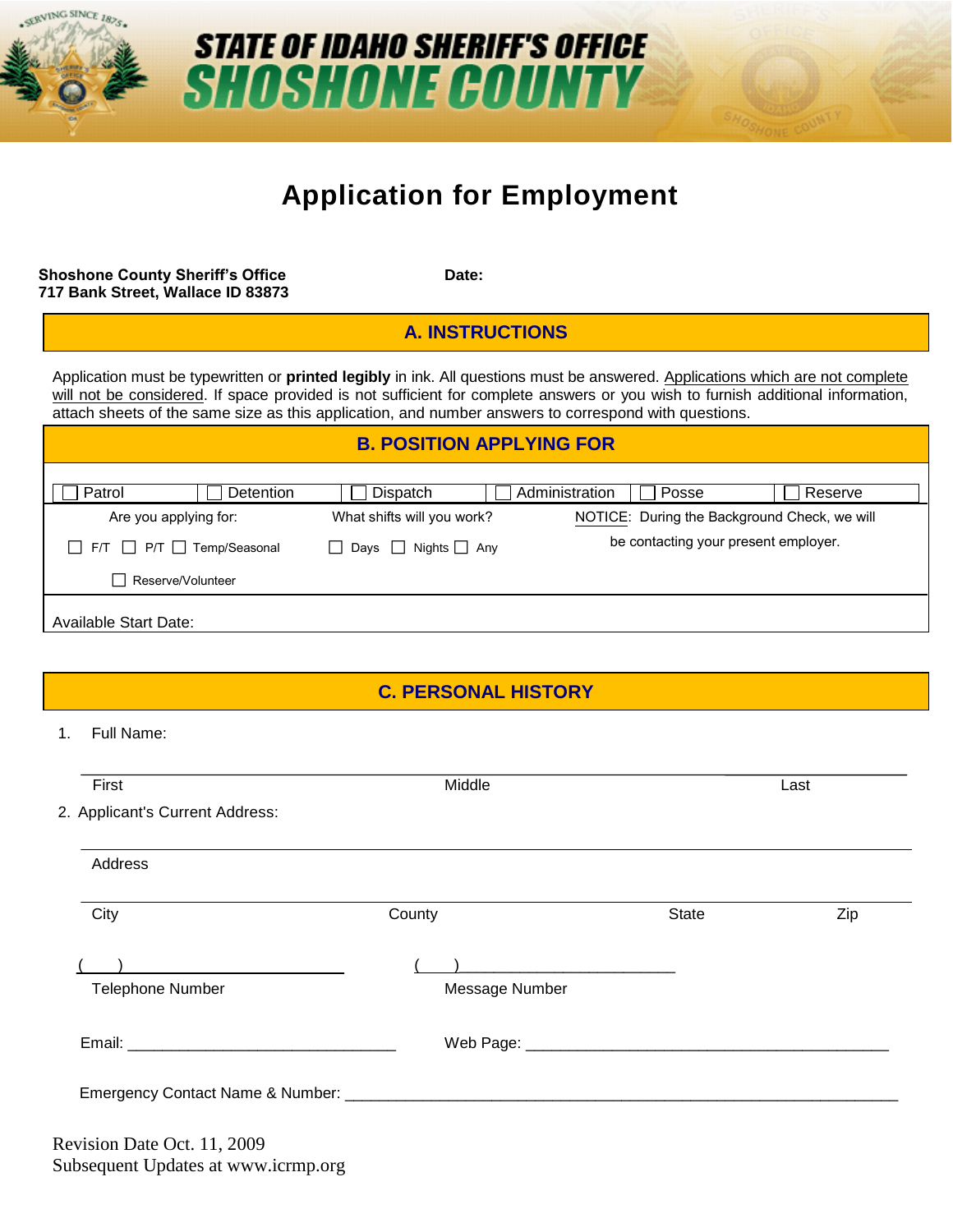# STATE OF IDAHO SHERIFF'S OFFICE
# SHOSHONE COUNTY

## Application for Employment

**Shoshone County Sheriff's Office**
**717 Bank Street, Wallace ID 83873**

**Date:**

## A. INSTRUCTIONS

Application must be typewritten or **printed legibly** in ink. All questions must be answered. Applications which are not complete will not be considered. If space provided is not sufficient for complete answers or you wish to furnish additional information, attach sheets of the same size as this application, and number answers to correspond with questions.

## B. POSITION APPLYING FOR

☐ Patrol ☐ Detention ☐ Dispatch ☐ Administration ☐ Posse ☐ Reserve

Are you applying for:
☐ F/T ☐ P/T ☐ Temp/Seasonal
☐ Reserve/Volunteer

What shifts will you work?
☐ Days ☐ Nights ☐ Any

NOTICE: During the Background Check, we will be contacting your present employer.

Available Start Date:

## C. PERSONAL HISTORY

1. Full Name:

\_\_\_\_\_\_\_\_\_\_\_\_\_\_\_\_\_\_\_\_\_\_\_\_\_\_\_\_\_\_\_\_\_\_\_\_\_\_\_\_\_\_\_\_\_\_\_\_\_\_\_\_\_\_\_\_\_\_\_\_
First Middle Last

2. Applicant's Current Address:

\_\_\_\_\_\_\_\_\_\_\_\_\_\_\_\_\_\_\_\_\_\_\_\_\_\_\_\_\_\_\_\_\_\_\_\_\_\_\_\_\_\_\_\_\_\_\_\_\_\_\_\_\_\_\_\_\_\_\_\_
Address

\_\_\_\_\_\_\_\_\_\_\_\_\_\_\_\_\_\_\_\_\_\_\_\_\_\_\_\_\_\_\_\_\_\_\_\_\_\_\_\_\_\_\_\_\_\_\_\_\_\_\_\_\_\_\_\_\_\_\_\_
City County State Zip

( ) \_\_\_\_\_\_\_\_\_\_\_\_\_\_\_\_\_\_\_\_\_\_\_\_ ( ) \_\_\_\_\_\_\_\_\_\_\_\_\_\_\_\_\_\_\_\_\_\_\_\_
Telephone Number Message Number

Email: \_\_\_\_\_\_\_\_\_\_\_\_\_\_\_\_\_\_\_\_\_\_\_\_\_\_\_\_\_\_\_\_ Web Page: \_\_\_\_\_\_\_\_\_\_\_\_\_\_\_\_\_\_\_\_\_\_\_\_\_\_\_\_\_\_\_\_\_\_\_\_\_\_\_\_\_\_\_

Emergency Contact Name & Number: \_\_\_\_\_\_\_\_\_\_\_\_\_\_\_\_\_\_\_\_\_\_\_\_\_\_\_\_\_\_\_\_\_\_\_\_\_\_\_\_\_\_\_\_\_\_\_\_\_\_\_\_\_\_\_\_\_\_\_\_\_\_\_

Revision Date Oct. 11, 2009
Subsequent Updates at www.icrmp.org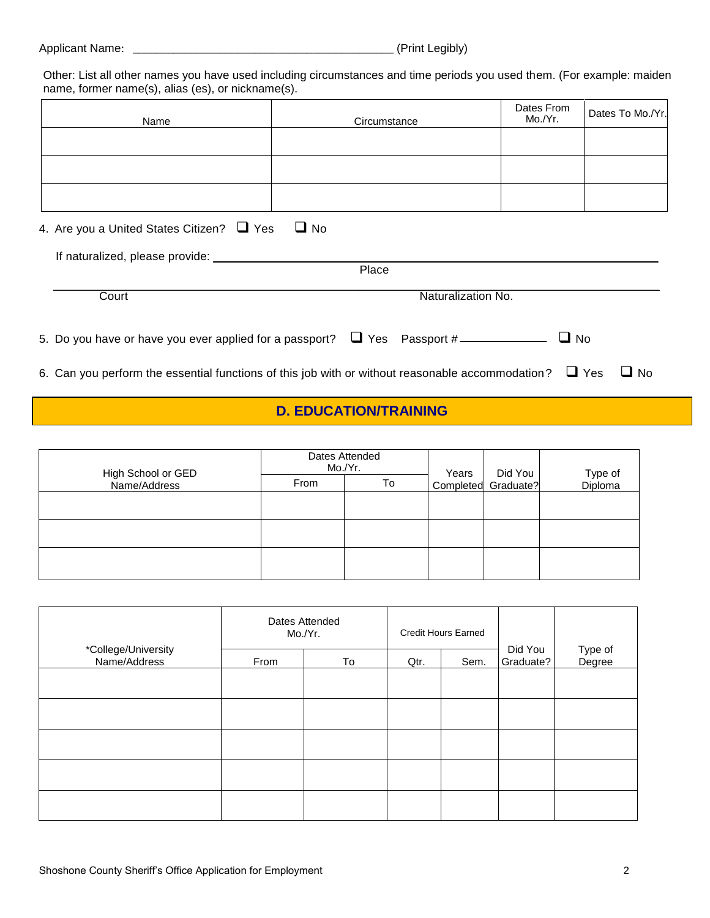Applicant Name: ________________________________________ (Print Legibly)

Other: List all other names you have used including circumstances and time periods you used them. (For example: maiden name, former name(s), alias (es), or nickname(s).

| Name | Circumstance | Dates From Mo./Yr. | Dates To Mo./Yr. |
|---|---|---|---|
| | | | |
| | | | |
| | | | |

4. Are you a United States Citizen? ❑ Yes ❑ No

If naturalized, please provide: ______________________________________________
Place

______________________________________________
Court Naturalization No.

5. Do you have or have you ever applied for a passport? ❑ Yes Passport # ____________ ❑ No

6. Can you perform the essential functions of this job with or without reasonable accommodation? ❑ Yes ❑ No

## D. EDUCATION/TRAINING

| High School or GED Name/Address | Dates Attended Mo./Yr. | | Years Completed | Did You Graduate? | Type of Diploma |
|---|---|---|---|---|---|
| | From | To | | | |
| | | | | | |
| | | | | | |
| | | | | | |

| *College/University Name/Address | Dates Attended Mo./Yr. | | Credit Hours Earned | | Did You Graduate? | Type of Degree |
|---|---|---|---|---|---|---|
| | From | To | Qtr. | Sem. | | |
| | | | | | | |
| | | | | | | |
| | | | | | | |
| | | | | | | |
| | | | | | | |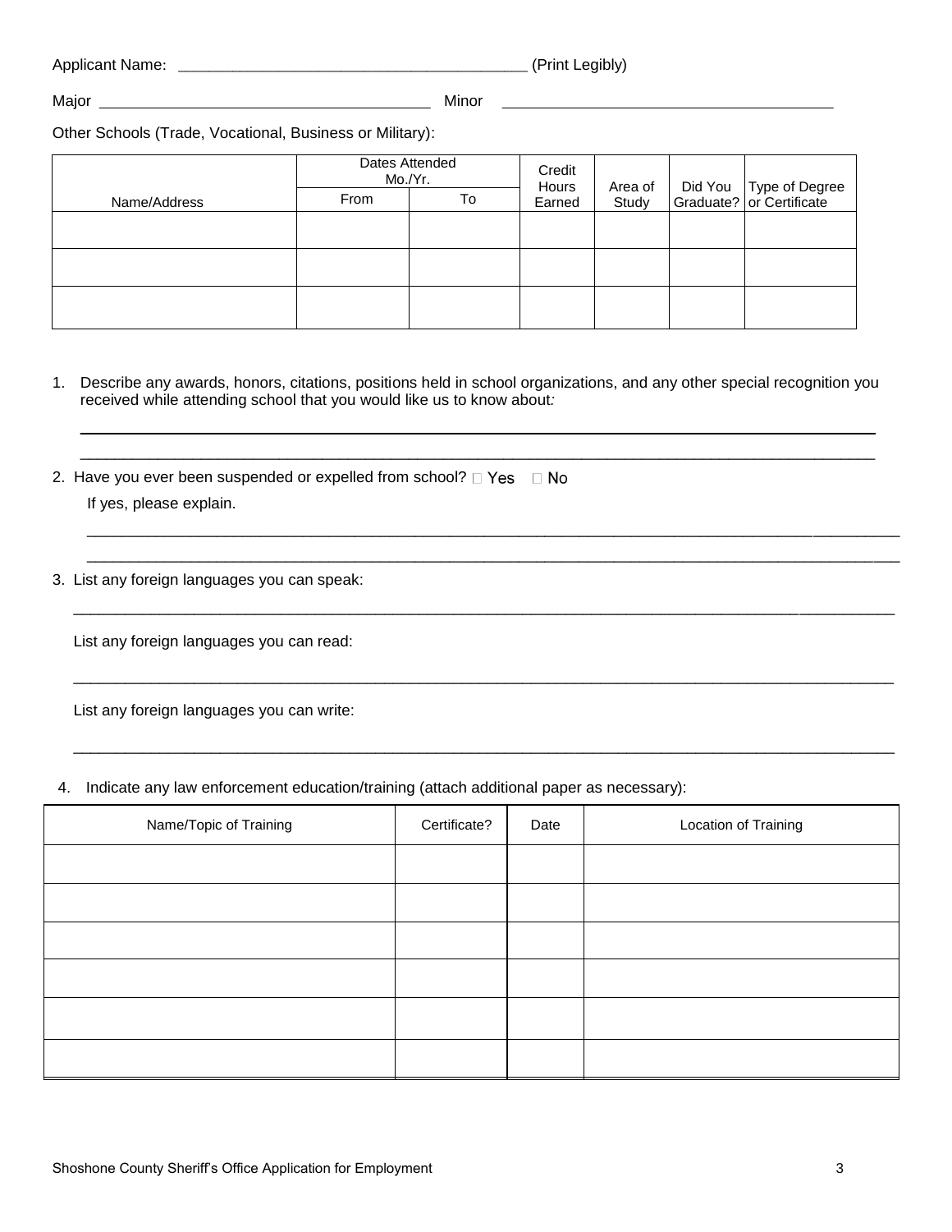Applicant Name: ________________________________________ (Print Legibly)

Major ______________________________________ Minor ______________________________________

Other Schools (Trade, Vocational, Business or Military):

| Name/Address | Dates Attended Mo./Yr. | | Credit Hours Earned | Area of Study | Did You Graduate? | Type of Degree or Certificate |
|---|---|---|---|---|---|---|
| | From | To | | | | |
| | | | | | | |
| | | | | | | |
| | | | | | | |

1. Describe any awards, honors, citations, positions held in school organizations, and any other special recognition you received while attending school that you would like us to know about:

_____________________________________________________________________________________

_____________________________________________________________________________________

2. Have you ever been suspended or expelled from school? ☐ Yes ☐ No

   If yes, please explain.

   _____________________________________________________________________________________

   _____________________________________________________________________________________

3. List any foreign languages you can speak:

   _____________________________________________________________________________________

   List any foreign languages you can read:

   _____________________________________________________________________________________

   List any foreign languages you can write:

   _____________________________________________________________________________________

4. Indicate any law enforcement education/training (attach additional paper as necessary):

| Name/Topic of Training | Certificate? | Date | Location of Training |
|---|---|---|---|
| | | | |
| | | | |
| | | | |
| | | | |
| | | | |
| | | | |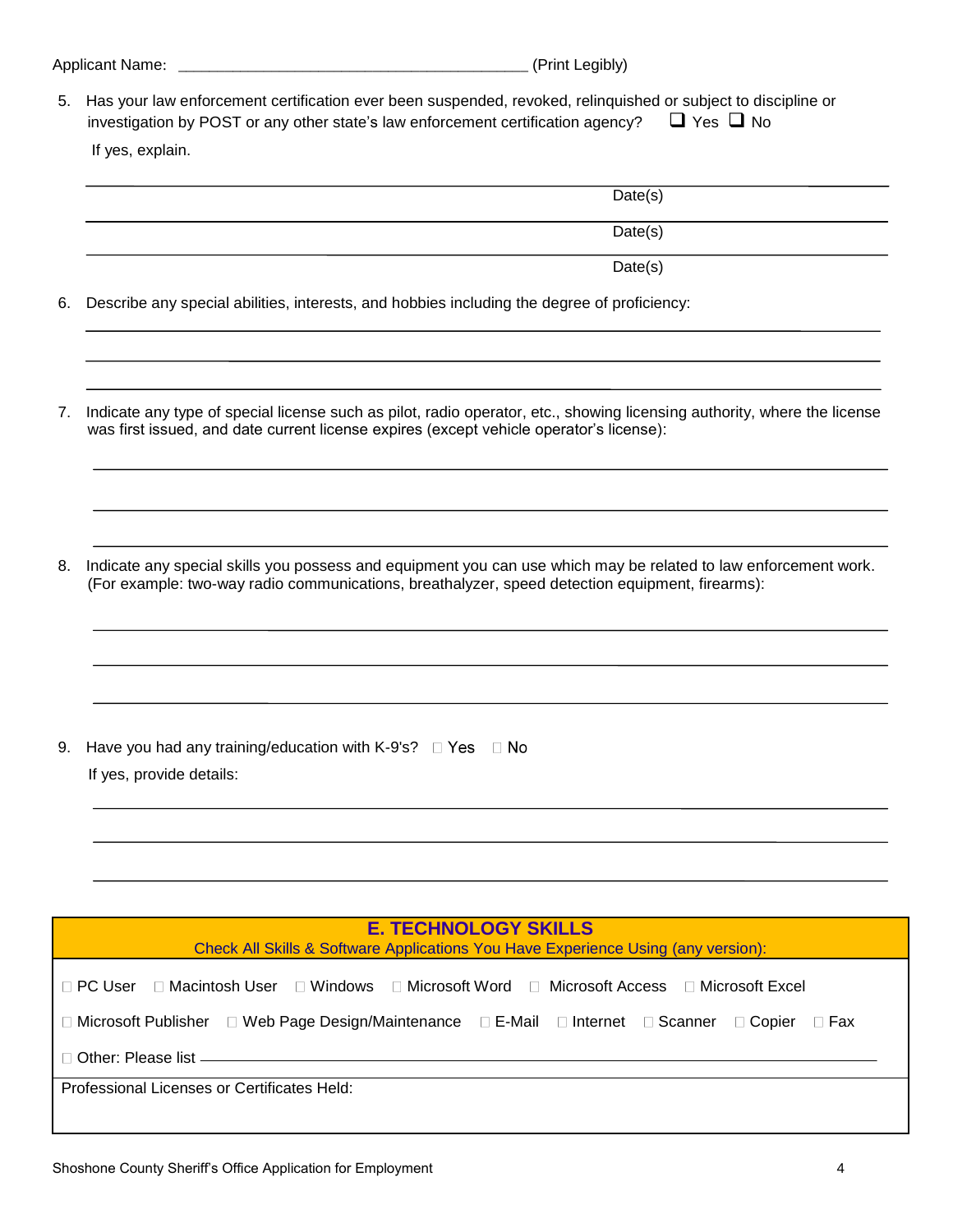Applicant Name: ________________________________________ (Print Legibly)

5. Has your law enforcement certification ever been suspended, revoked, relinquished or subject to discipline or investigation by POST or any other state's law enforcement certification agency? ☐ Yes ☐ No

   If yes, explain.

   ______________________________________________________________________ Date(s)

   ______________________________________________________________________ Date(s)

   ______________________________________________________________________ Date(s)

6. Describe any special abilities, interests, and hobbies including the degree of proficiency:

   ______________________________________________________________________

   ______________________________________________________________________

   ______________________________________________________________________

7. Indicate any type of special license such as pilot, radio operator, etc., showing licensing authority, where the license was first issued, and date current license expires (except vehicle operator's license):

   ______________________________________________________________________

   ______________________________________________________________________

   ______________________________________________________________________

8. Indicate any special skills you possess and equipment you can use which may be related to law enforcement work. (For example: two-way radio communications, breathalyzer, speed detection equipment, firearms):

   ______________________________________________________________________

   ______________________________________________________________________

   ______________________________________________________________________

9. Have you had any training/education with K-9's? ☐ Yes ☐ No

   If yes, provide details:

   ______________________________________________________________________

   ______________________________________________________________________

   ______________________________________________________________________

## E. TECHNOLOGY SKILLS

Check All Skills & Software Applications You Have Experience Using (any version):

☐ PC User ☐ Macintosh User ☐ Windows ☐ Microsoft Word ☐ Microsoft Access ☐ Microsoft Excel

☐ Microsoft Publisher ☐ Web Page Design/Maintenance ☐ E-Mail ☐ Internet ☐ Scanner ☐ Copier ☐ Fax

☐ Other: Please list ______________________________________________________________________

Professional Licenses or Certificates Held: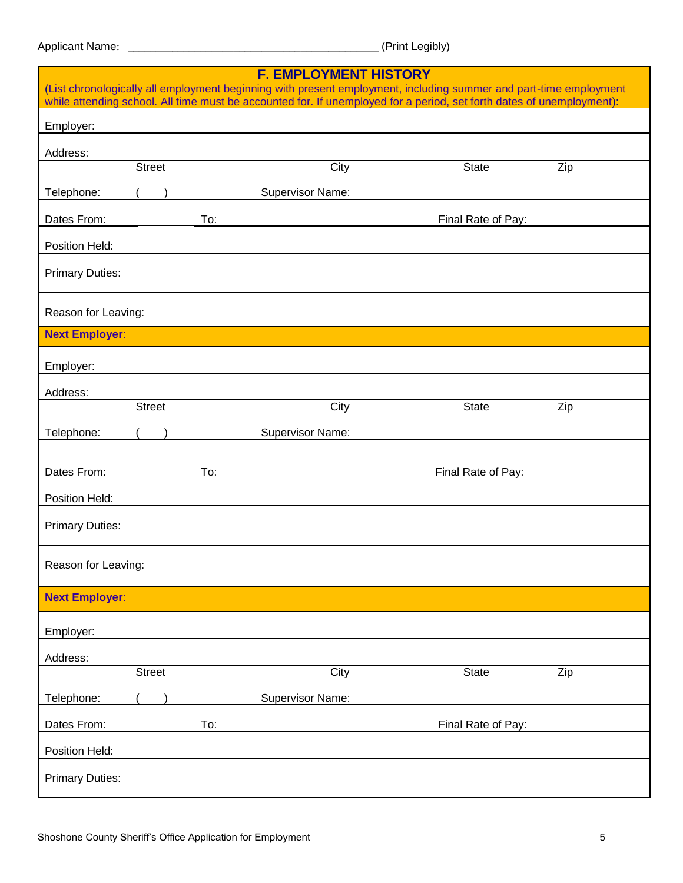Applicant Name: ________________________________________ (Print Legibly)

## F. EMPLOYMENT HISTORY

(List chronologically all employment beginning with present employment, including summer and part-time employment while attending school. All time must be accounted for. If unemployed for a period, set forth dates of unemployment):

Employer:

Address:
Street City State Zip

Telephone: ( ) Supervisor Name:

Dates From: To: Final Rate of Pay:

Position Held:

Primary Duties:

Reason for Leaving:

**Next Employer**:

Employer:

Address:
Street City State Zip

Telephone: ( ) Supervisor Name:

Dates From: To: Final Rate of Pay:

Position Held:

Primary Duties:

Reason for Leaving:

**Next Employer**:

Employer:

Address:
Street City State Zip

Telephone: ( ) Supervisor Name:

Dates From: To: Final Rate of Pay:

Position Held:

Primary Duties: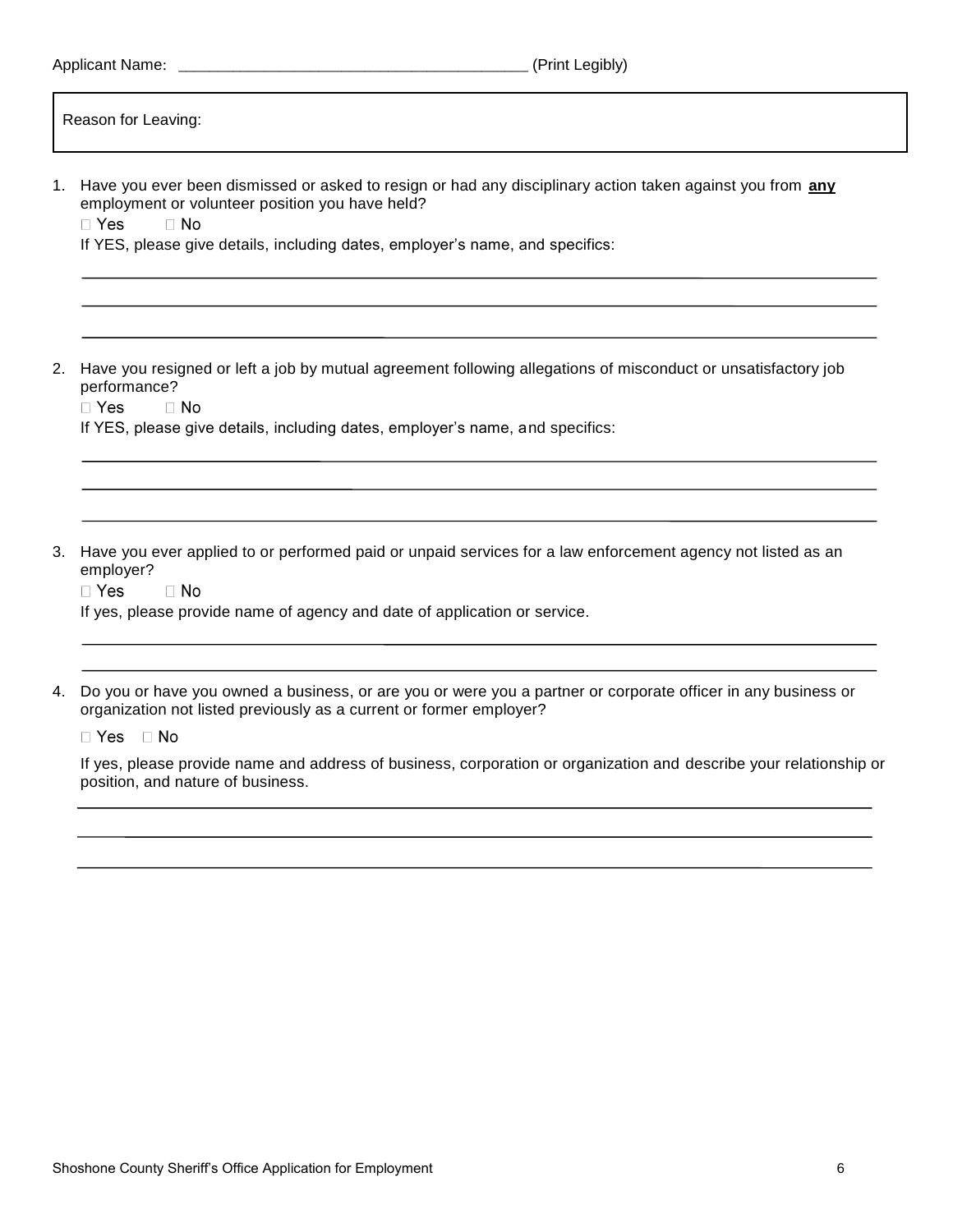Applicant Name: ________________________________________ (Print Legibly)

Reason for Leaving:

1. Have you ever been dismissed or asked to resign or had any disciplinary action taken against you from **any** employment or volunteer position you have held?

   ☐ Yes ☐ No

   If YES, please give details, including dates, employer's name, and specifics:

   ______________________________________________________________________

   ______________________________________________________________________

   ______________________________________________________________________

2. Have you resigned or left a job by mutual agreement following allegations of misconduct or unsatisfactory job performance?

   ☐ Yes ☐ No

   If YES, please give details, including dates, employer's name, and specifics:

   ______________________________________________________________________

   ______________________________________________________________________

   ______________________________________________________________________

3. Have you ever applied to or performed paid or unpaid services for a law enforcement agency not listed as an employer?

   ☐ Yes ☐ No

   If yes, please provide name of agency and date of application or service.

   ______________________________________________________________________

   ______________________________________________________________________

4. Do you or have you owned a business, or are you or were you a partner or corporate officer in any business or organization not listed previously as a current or former employer?

   ☐ Yes ☐ No

   If yes, please provide name and address of business, corporation or organization and describe your relationship or position, and nature of business.

   ______________________________________________________________________

   ______________________________________________________________________

   ______________________________________________________________________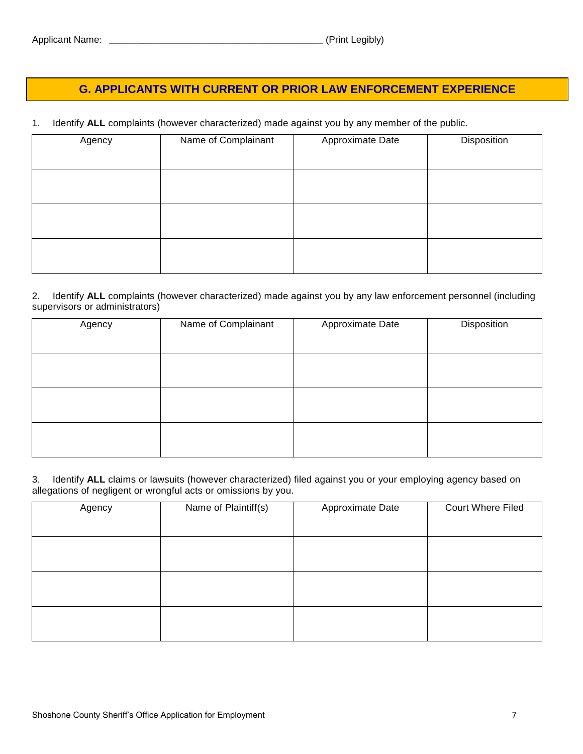Applicant Name: ________________________________________ (Print Legibly)

## G. APPLICANTS WITH CURRENT OR PRIOR LAW ENFORCEMENT EXPERIENCE

1. Identify **ALL** complaints (however characterized) made against you by any member of the public.

| Agency | Name of Complainant | Approximate Date | Disposition |
|---|---|---|---|
| | | | |
| | | | |
| | | | |

2. Identify **ALL** complaints (however characterized) made against you by any law enforcement personnel (including supervisors or administrators)

| Agency | Name of Complainant | Approximate Date | Disposition |
|---|---|---|---|
| | | | |
| | | | |
| | | | |

3. Identify **ALL** claims or lawsuits (however characterized) filed against you or your employing agency based on allegations of negligent or wrongful acts or omissions by you.

| Agency | Name of Plaintiff(s) | Approximate Date | Court Where Filed |
|---|---|---|---|
| | | | |
| | | | |
| | | | |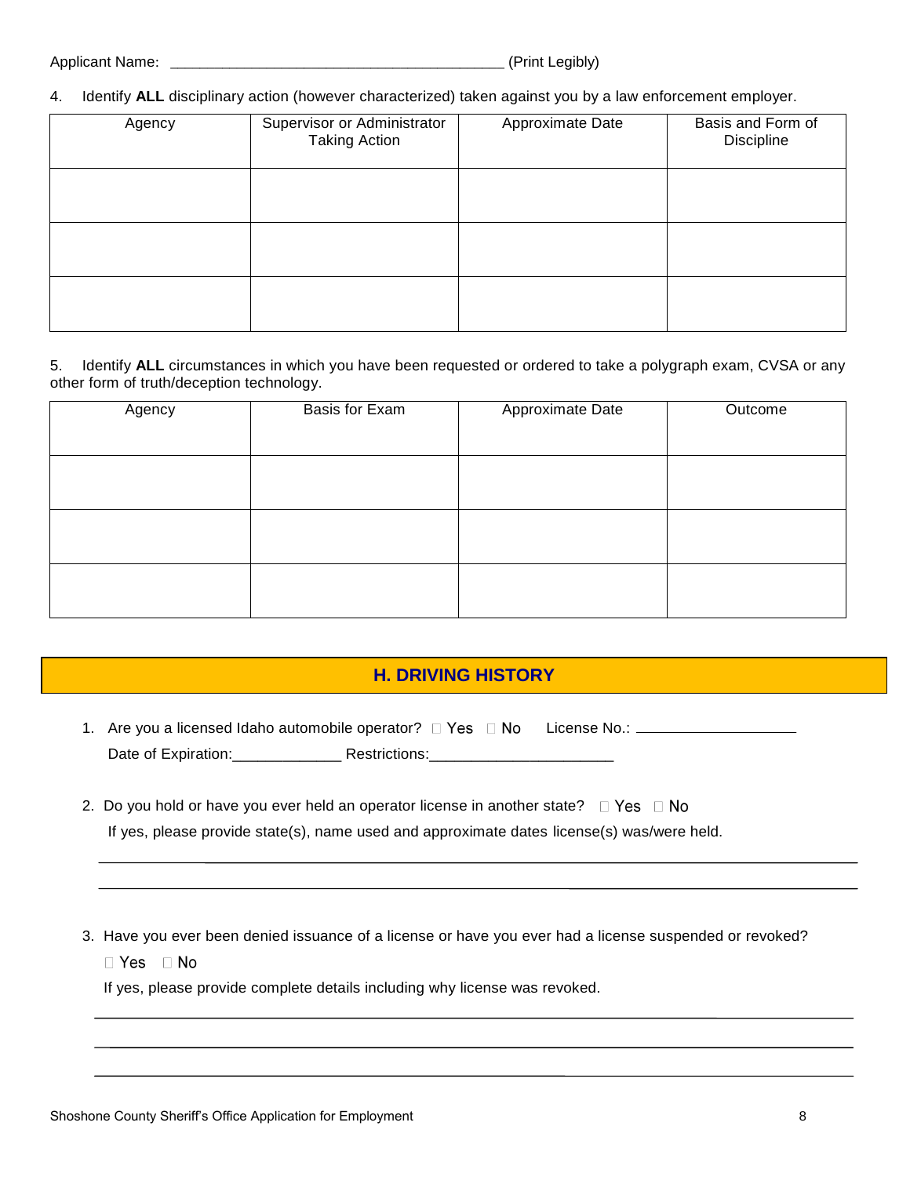Applicant Name: ________________________________________ (Print Legibly)

4. Identify **ALL** disciplinary action (however characterized) taken against you by a law enforcement employer.

| Agency | Supervisor or Administrator Taking Action | Approximate Date | Basis and Form of Discipline |
|---|---|---|---|
| | | | |
| | | | |
| | | | |

5. Identify **ALL** circumstances in which you have been requested or ordered to take a polygraph exam, CVSA or any other form of truth/deception technology.

| Agency | Basis for Exam | Approximate Date | Outcome |
|---|---|---|---|
| | | | |
| | | | |
| | | | |

## H. DRIVING HISTORY

1. Are you a licensed Idaho automobile operator? ☐ Yes ☐ No License No.: ____________________

   Date of Expiration:_____________ Restrictions:______________________

2. Do you hold or have you ever held an operator license in another state? ☐ Yes ☐ No

   If yes, please provide state(s), name used and approximate dates license(s) was/were held.

   ________________________________________________________________________________

   ________________________________________________________________________________

3. Have you ever been denied issuance of a license or have you ever had a license suspended or revoked?

   ☐ Yes ☐ No

   If yes, please provide complete details including why license was revoked.

   ________________________________________________________________________________

   ________________________________________________________________________________

   ________________________________________________________________________________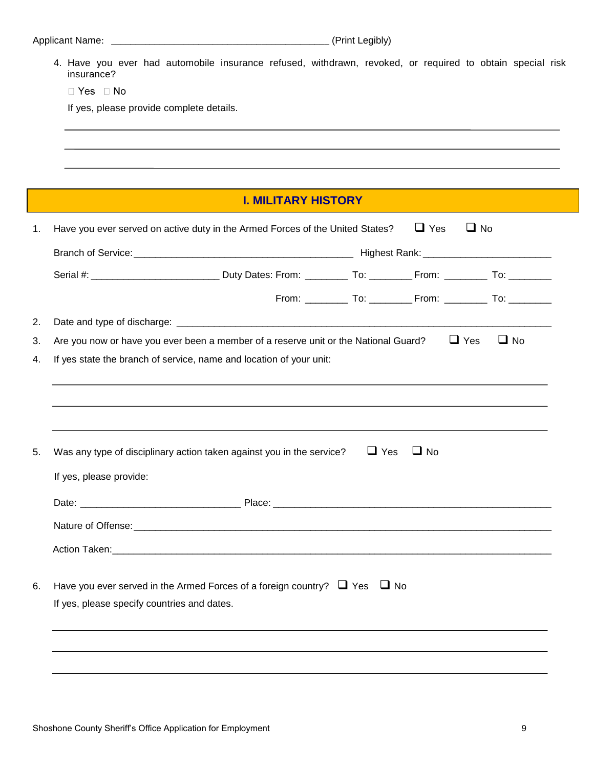Applicant Name: ________________________________________ (Print Legibly)

4. Have you ever had automobile insurance refused, withdrawn, revoked, or required to obtain special risk insurance?

   ☐ Yes ☐ No

   If yes, please provide complete details.

   ______________________________________________________________________________

   ______________________________________________________________________________

   ______________________________________________________________________________

## I. MILITARY HISTORY

1. Have you ever served on active duty in the Armed Forces of the United States? ☐ Yes ☐ No

   Branch of Service: ________________________________________ Highest Rank: ________________________

   Serial #: ________________________ Duty Dates: From: ________ To: ________ From: ________ To: ________

   From: ________ To: ________ From: ________ To: ________

2. Date and type of discharge: ______________________________________________________________________

3. Are you now or have you ever been a member of a reserve unit or the National Guard? ☐ Yes ☐ No

4. If yes state the branch of service, name and location of your unit:

   ______________________________________________________________________________

   ______________________________________________________________________________

   ______________________________________________________________________________

5. Was any type of disciplinary action taken against you in the service? ☐ Yes ☐ No

   If yes, please provide:

   Date: ______________________________ Place: ______________________________________________________

   Nature of Offense: ______________________________________________________________________________

   Action Taken: __________________________________________________________________________________

6. Have you ever served in the Armed Forces of a foreign country? ☐ Yes ☐ No

   If yes, please specify countries and dates.

   ______________________________________________________________________________

   ______________________________________________________________________________

   ______________________________________________________________________________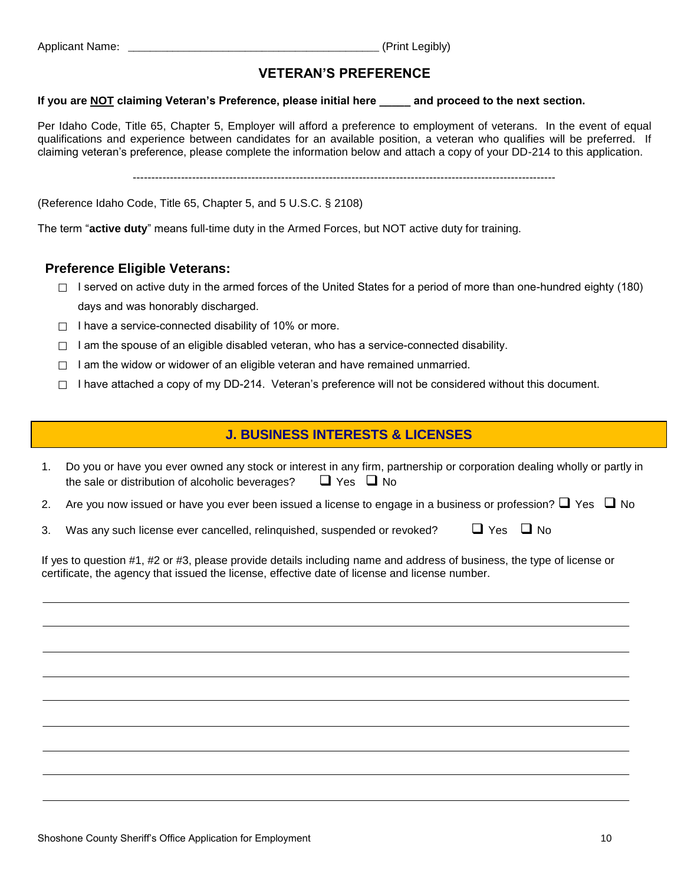Applicant Name: ________________________________________ (Print Legibly)

## VETERAN'S PREFERENCE

**If you are NOT claiming Veteran's Preference, please initial here _____ and proceed to the next section.**

Per Idaho Code, Title 65, Chapter 5, Employer will afford a preference to employment of veterans. In the event of equal qualifications and experience between candidates for an available position, a veteran who qualifies will be preferred. If claiming veteran's preference, please complete the information below and attach a copy of your DD-214 to this application.

---

(Reference Idaho Code, Title 65, Chapter 5, and 5 U.S.C. § 2108)

The term "**active duty**" means full-time duty in the Armed Forces, but NOT active duty for training.

### Preference Eligible Veterans:

- ☐ I served on active duty in the armed forces of the United States for a period of more than one-hundred eighty (180) days and was honorably discharged.
- ☐ I have a service-connected disability of 10% or more.
- ☐ I am the spouse of an eligible disabled veteran, who has a service-connected disability.
- ☐ I am the widow or widower of an eligible veteran and have remained unmarried.
- ☐ I have attached a copy of my DD-214. Veteran's preference will not be considered without this document.

## J. BUSINESS INTERESTS & LICENSES

1. Do you or have you ever owned any stock or interest in any firm, partnership or corporation dealing wholly or partly in the sale or distribution of alcoholic beverages? ☐ Yes ☐ No
2. Are you now issued or have you ever been issued a license to engage in a business or profession? ☐ Yes ☐ No
3. Was any such license ever cancelled, relinquished, suspended or revoked? ☐ Yes ☐ No

If yes to question #1, #2 or #3, please provide details including name and address of business, the type of license or certificate, the agency that issued the license, effective date of license and license number.

________________________________________________________________________________

________________________________________________________________________________

________________________________________________________________________________

________________________________________________________________________________

________________________________________________________________________________

________________________________________________________________________________

________________________________________________________________________________

________________________________________________________________________________

________________________________________________________________________________

Shoshone County Sheriff's Office Application for Employment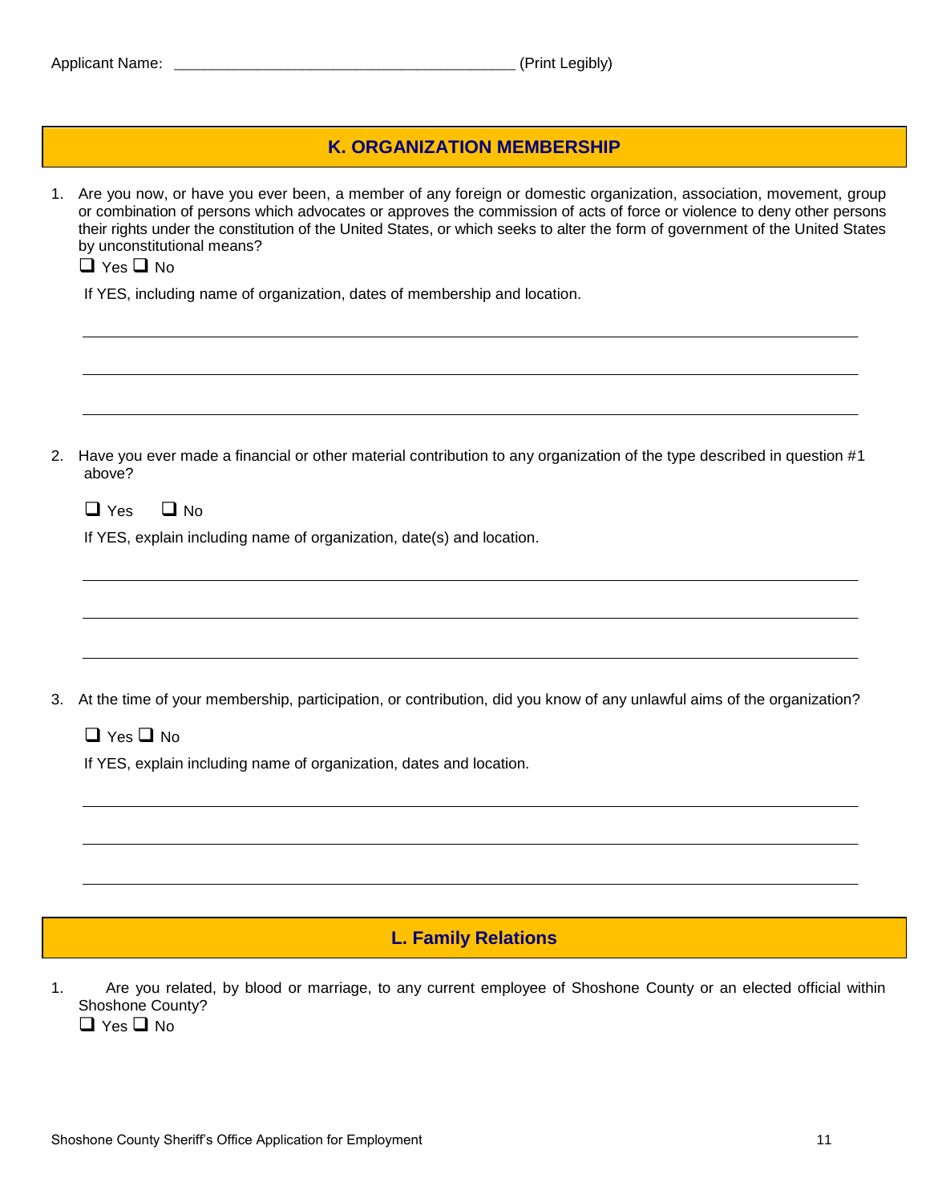Applicant Name: ________________________________________ (Print Legibly)

## K. ORGANIZATION MEMBERSHIP

1. Are you now, or have you ever been, a member of any foreign or domestic organization, association, movement, group or combination of persons which advocates or approves the commission of acts of force or violence to deny other persons their rights under the constitution of the United States, or which seeks to alter the form of government of the United States by unconstitutional means?

   ❑ Yes ❑ No

   If YES, including name of organization, dates of membership and location.

   ______________________________________________________________________

   ______________________________________________________________________

   ______________________________________________________________________

2. Have you ever made a financial or other material contribution to any organization of the type described in question #1 above?

   ❑ Yes ❑ No

   If YES, explain including name of organization, date(s) and location.

   ______________________________________________________________________

   ______________________________________________________________________

   ______________________________________________________________________

3. At the time of your membership, participation, or contribution, did you know of any unlawful aims of the organization?

   ❑ Yes ❑ No

   If YES, explain including name of organization, dates and location.

   ______________________________________________________________________

   ______________________________________________________________________

   ______________________________________________________________________

## L. Family Relations

1. Are you related, by blood or marriage, to any current employee of Shoshone County or an elected official within Shoshone County?

   ❑ Yes ❑ No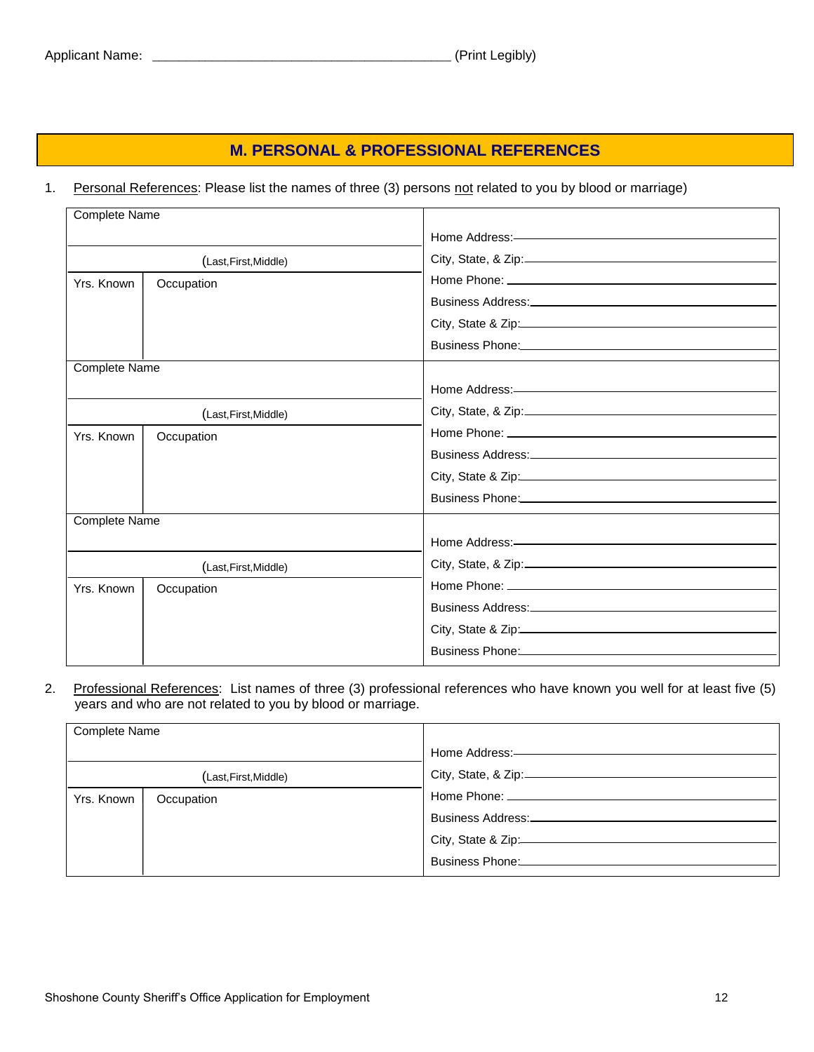Applicant Name: ________________________________________ (Print Legibly)

## M. PERSONAL & PROFESSIONAL REFERENCES

1. Personal References: Please list the names of three (3) persons not related to you by blood or marriage)

| Complete Name (Last,First,Middle) | | Contact Information |
|---|---|---|
| Yrs. Known | Occupation | Home Address: ______<br>City, State, & Zip: ______<br>Home Phone: ______<br>Business Address: ______<br>City, State & Zip: ______<br>Business Phone: ______ |

| Complete Name (Last,First,Middle) | | Contact Information |
|---|---|---|
| Yrs. Known | Occupation | Home Address: ______<br>City, State, & Zip: ______<br>Home Phone: ______<br>Business Address: ______<br>City, State & Zip: ______<br>Business Phone: ______ |

| Complete Name (Last,First,Middle) | | Contact Information |
|---|---|---|
| Yrs. Known | Occupation | Home Address: ______<br>City, State, & Zip: ______<br>Home Phone: ______<br>Business Address: ______<br>City, State & Zip: ______<br>Business Phone: ______ |

2. Professional References: List names of three (3) professional references who have known you well for at least five (5) years and who are not related to you by blood or marriage.

| Complete Name (Last,First,Middle) | | Contact Information |
|---|---|---|
| Yrs. Known | Occupation | Home Address: ______<br>City, State, & Zip: ______<br>Home Phone: ______<br>Business Address: ______<br>City, State & Zip: ______<br>Business Phone: ______ |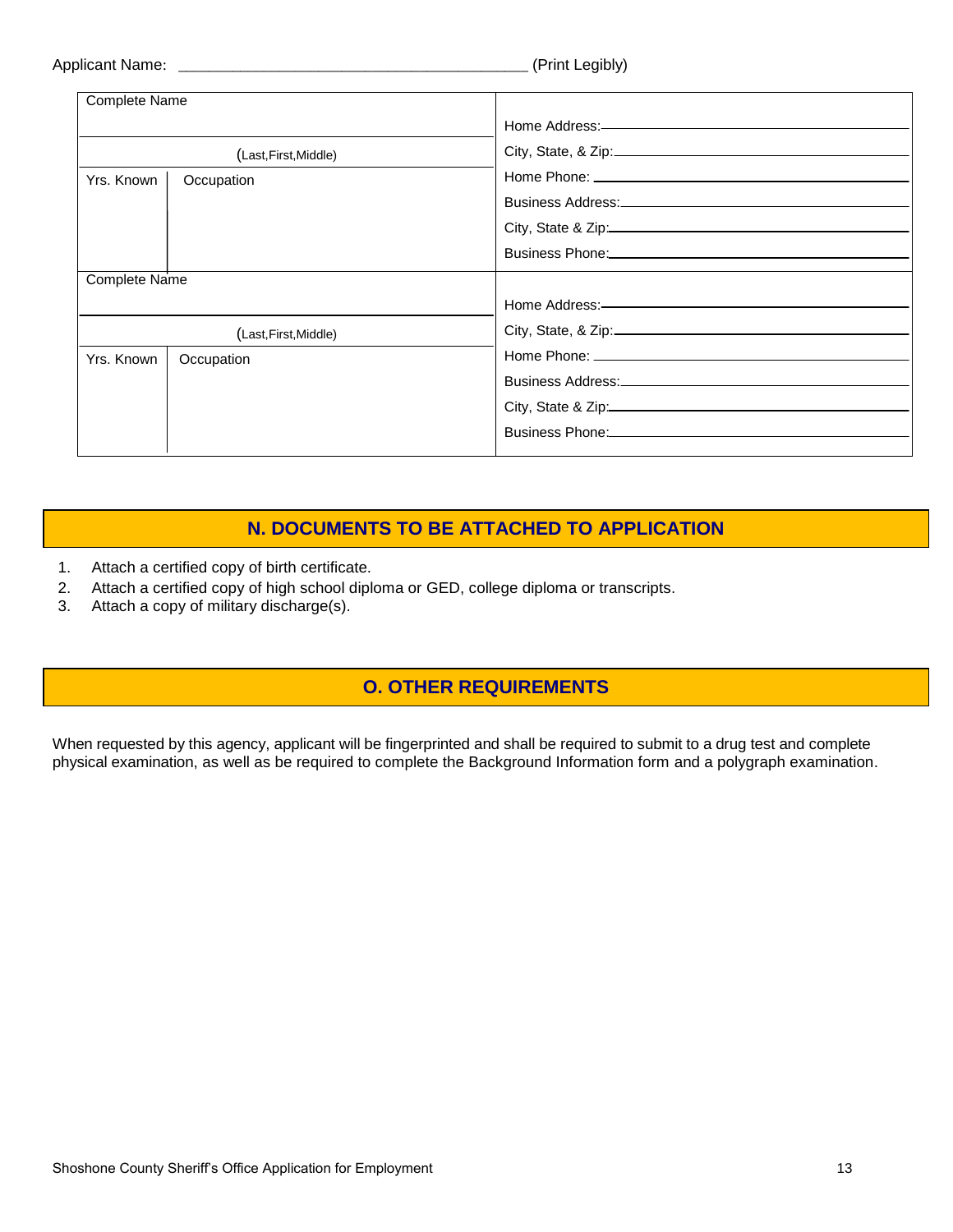Applicant Name: ________________________________________ (Print Legibly)

| Complete Name | | |
|---|---|---|
| (Last,First,Middle) | | Home Address: ______ <br> City, State, & Zip: ______ |
| Yrs. Known | Occupation | Home Phone: ______ <br> Business Address: ______ <br> City, State & Zip: ______ <br> Business Phone: ______ |
| Complete Name | | |
| (Last,First,Middle) | | Home Address: ______ <br> City, State, & Zip: ______ |
| Yrs. Known | Occupation | Home Phone: ______ <br> Business Address: ______ <br> City, State & Zip: ______ <br> Business Phone: ______ |

## N. DOCUMENTS TO BE ATTACHED TO APPLICATION

1. Attach a certified copy of birth certificate.
2. Attach a certified copy of high school diploma or GED, college diploma or transcripts.
3. Attach a copy of military discharge(s).

## O. OTHER REQUIREMENTS

When requested by this agency, applicant will be fingerprinted and shall be required to submit to a drug test and complete physical examination, as well as be required to complete the Background Information form and a polygraph examination.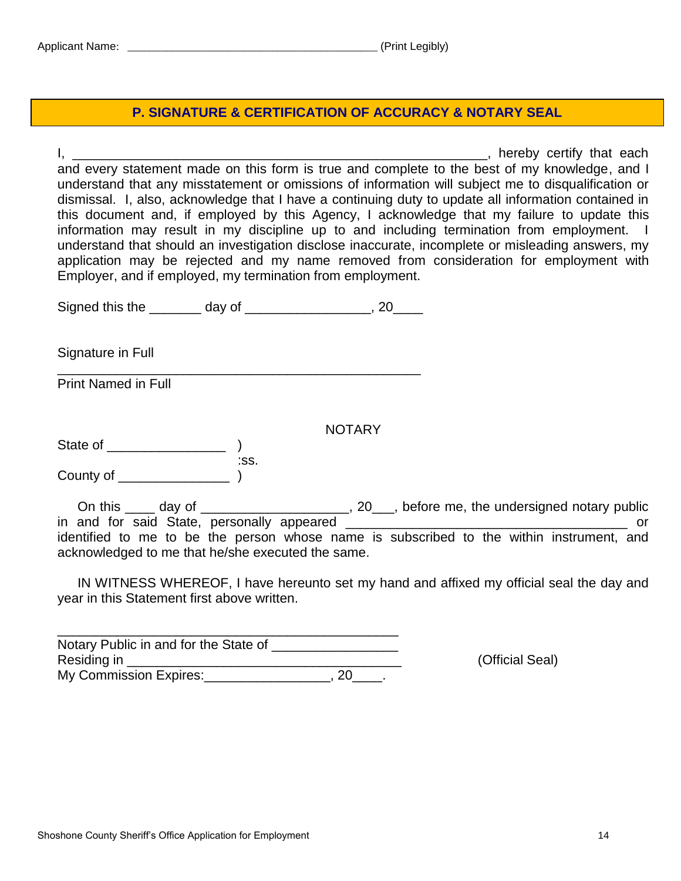Applicant Name: ________________________________________ (Print Legibly)

## P. SIGNATURE & CERTIFICATION OF ACCURACY & NOTARY SEAL

I, ________________________________________________________, hereby certify that each and every statement made on this form is true and complete to the best of my knowledge, and I understand that any misstatement or omissions of information will subject me to disqualification or dismissal. I, also, acknowledge that I have a continuing duty to update all information contained in this document and, if employed by this Agency, I acknowledge that my failure to update this information may result in my discipline up to and including termination from employment. I understand that should an investigation disclose inaccurate, incomplete or misleading answers, my application may be rejected and my name removed from consideration for employment with Employer, and if employed, my termination from employment.

Signed this the _______ day of _________________, 20____

Signature in Full

_________________________________________________

Print Named in Full

NOTARY

State of ________________ )
:ss.
County of _______________ )

On this ____ day of ____________________, 20___, before me, the undersigned notary public in and for said State, personally appeared ______________________________________ or identified to me to be the person whose name is subscribed to the within instrument, and acknowledged to me that he/she executed the same.

IN WITNESS WHEREOF, I have hereunto set my hand and affixed my official seal the day and year in this Statement first above written.

_____________________________________________

Notary Public in and for the State of _________________
Residing in ____________________________________
My Commission Expires:_________________, 20____.

(Official Seal)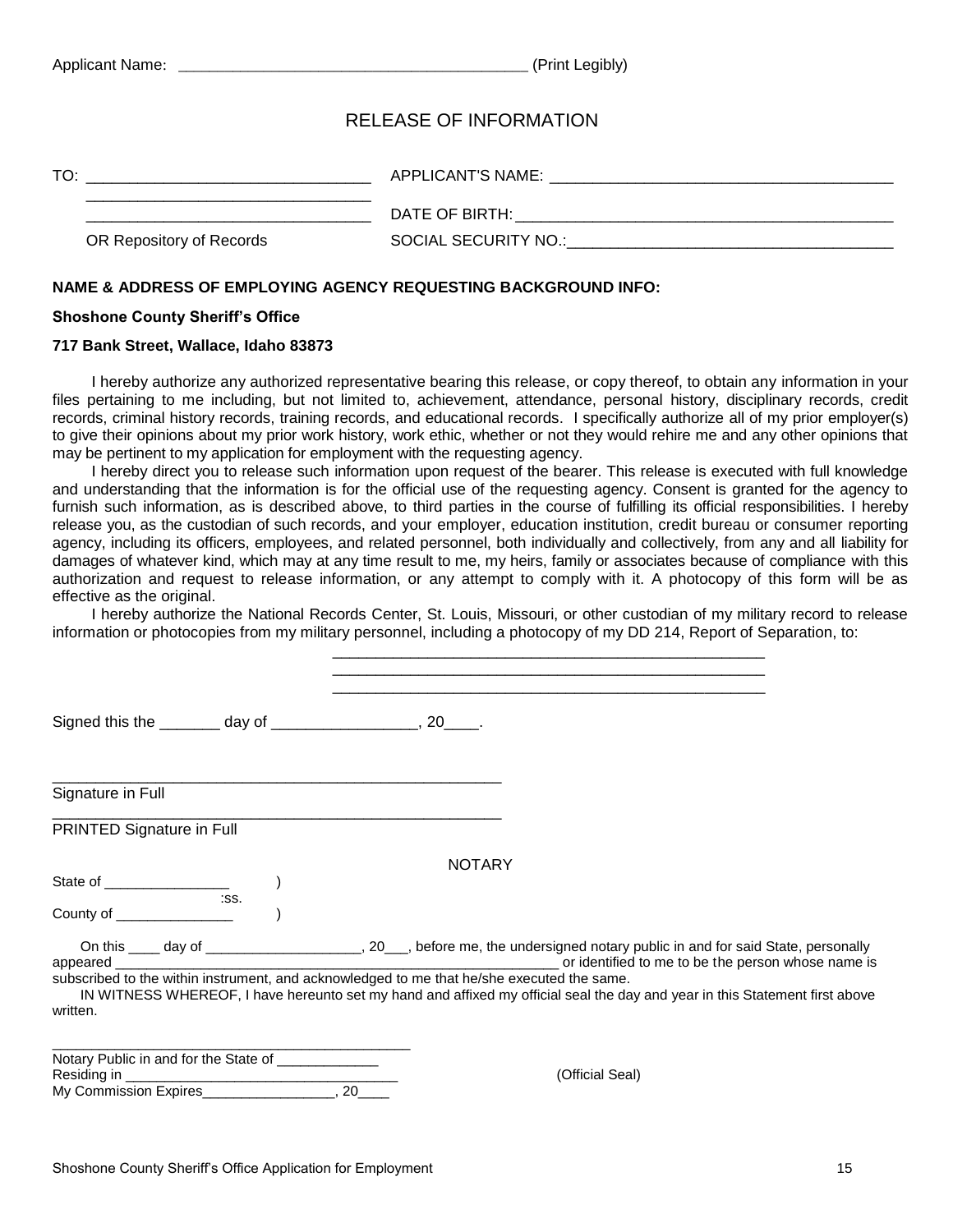Applicant Name: ________________________________________ (Print Legibly)

# RELEASE OF INFORMATION

TO: ________________________________
________________________________
________________________________
OR Repository of Records

APPLICANT'S NAME: ________________________________________
DATE OF BIRTH: ____________________________________________
SOCIAL SECURITY NO.: ____________________________________

**NAME & ADDRESS OF EMPLOYING AGENCY REQUESTING BACKGROUND INFO:**

**Shoshone County Sheriff's Office**

**717 Bank Street, Wallace, Idaho 83873**

I hereby authorize any authorized representative bearing this release, or copy thereof, to obtain any information in your files pertaining to me including, but not limited to, achievement, attendance, personal history, disciplinary records, credit records, criminal history records, training records, and educational records. I specifically authorize all of my prior employer(s) to give their opinions about my prior work history, work ethic, whether or not they would rehire me and any other opinions that may be pertinent to my application for employment with the requesting agency.

I hereby direct you to release such information upon request of the bearer. This release is executed with full knowledge and understanding that the information is for the official use of the requesting agency. Consent is granted for the agency to furnish such information, as is described above, to third parties in the course of fulfilling its official responsibilities. I hereby release you, as the custodian of such records, and your employer, education institution, credit bureau or consumer reporting agency, including its officers, employees, and related personnel, both individually and collectively, from any and all liability for damages of whatever kind, which may at any time result to me, my heirs, family or associates because of compliance with this authorization and request to release information, or any attempt to comply with it. A photocopy of this form will be as effective as the original.

I hereby authorize the National Records Center, St. Louis, Missouri, or other custodian of my military record to release information or photocopies from my military personnel, including a photocopy of my DD 214, Report of Separation, to:

____________________________________________________
____________________________________________________
____________________________________________________

Signed this the _______ day of _________________, 20____.

_______________________________________________________
Signature in Full

_______________________________________________________
PRINTED Signature in Full

NOTARY

State of ________________ )
:ss.
County of _______________ )

On this ____ day of ____________________, 20___, before me, the undersigned notary public in and for said State, personally appeared _______________________________________________________ or identified to me to be the person whose name is subscribed to the within instrument, and acknowledged to me that he/she executed the same.

IN WITNESS WHEREOF, I have hereunto set my hand and affixed my official seal the day and year in this Statement first above written.

_______________________________________________
Notary Public in and for the State of _____________
Residing in ___________________________________
My Commission Expires_________________, 20____

(Official Seal)